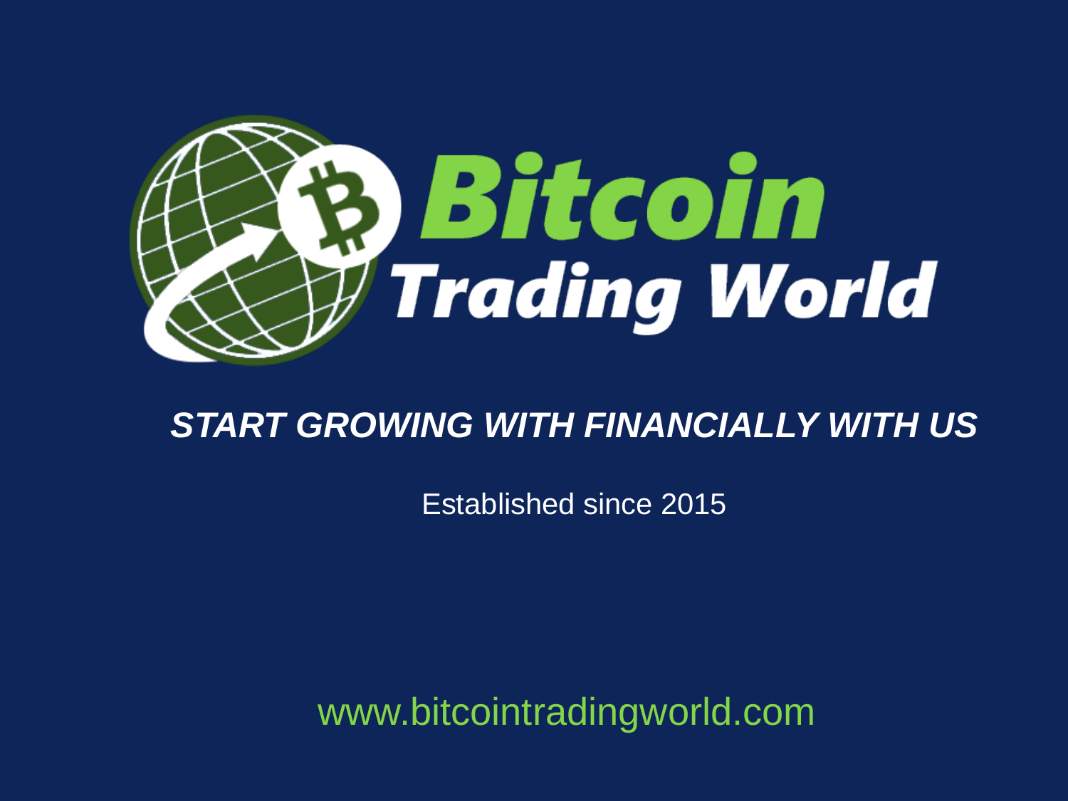# Bitcoin Trading World

***START GROWING WITH FINANCIALLY WITH US***

Established since 2015

www.bitcointradingworld.com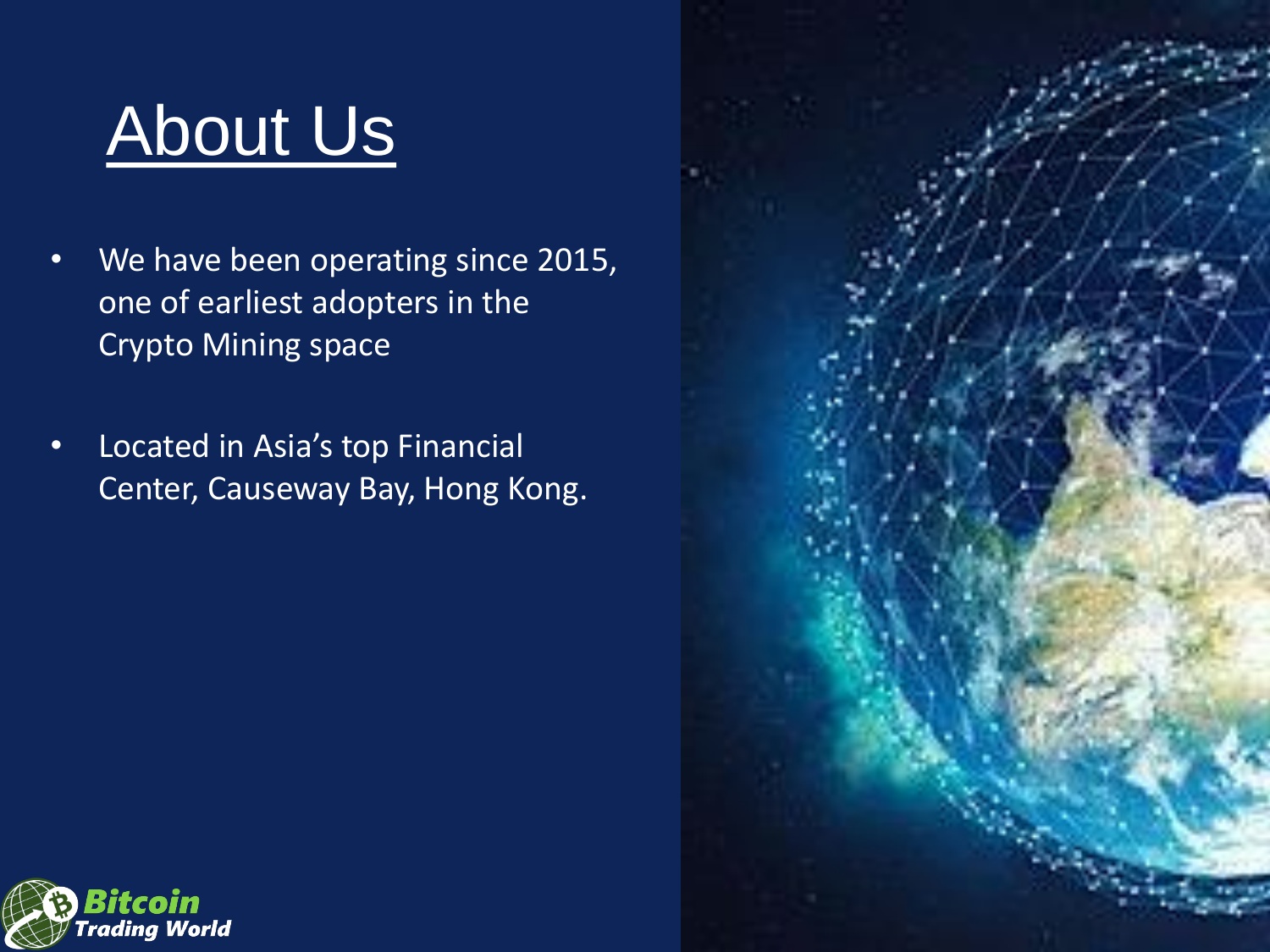# About Us

- We have been operating since 2015, one of earliest adopters in the Crypto Mining space
- Located in Asia's top Financial Center, Causeway Bay, Hong Kong.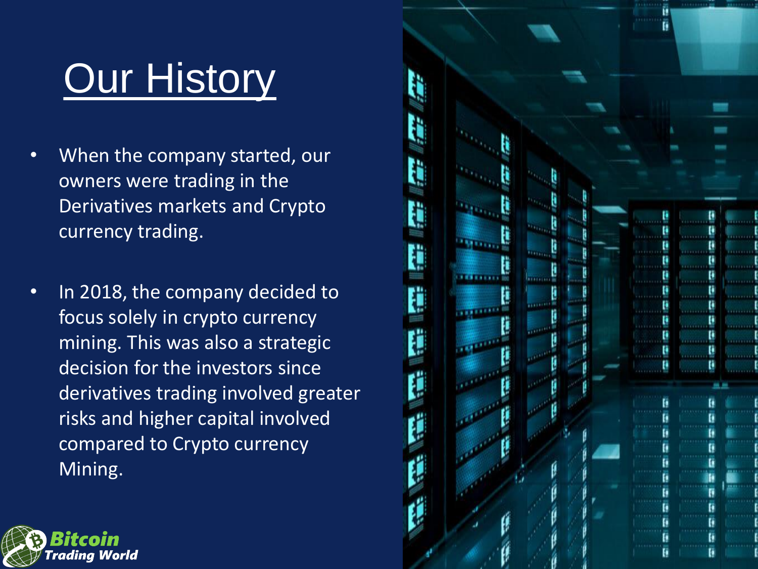# Our History

- When the company started, our owners were trading in the Derivatives markets and Crypto currency trading.

- In 2018, the company decided to focus solely in crypto currency mining. This was also a strategic decision for the investors since derivatives trading involved greater risks and higher capital involved compared to Crypto currency Mining.

Bitcoin Trading World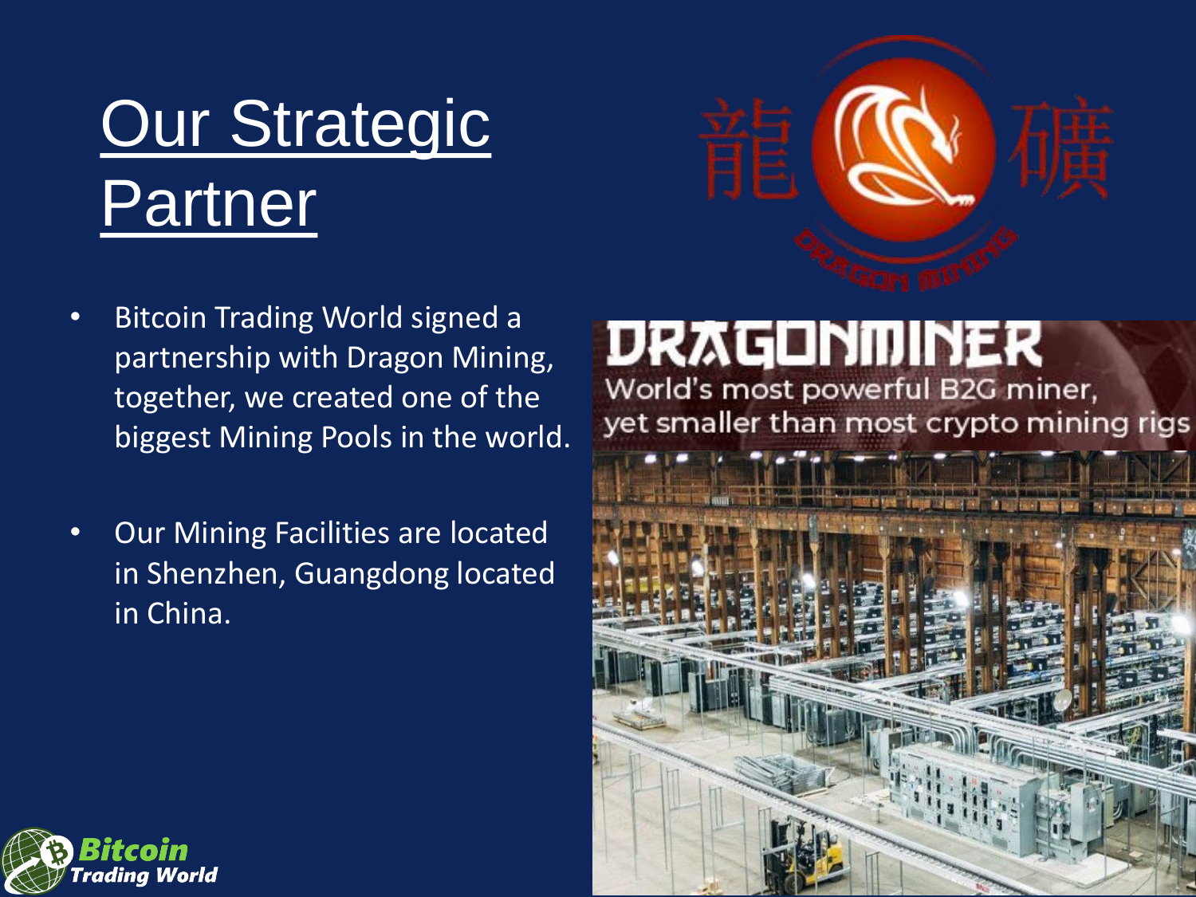# Our Strategic Partner

- Bitcoin Trading World signed a partnership with Dragon Mining, together, we created one of the biggest Mining Pools in the world.
- Our Mining Facilities are located in Shenzhen, Guangdong located in China.

龍 礦

DRAGON MINING

DRAGONMINER

World's most powerful B2G miner, yet smaller than most crypto mining rigs

Bitcoin Trading World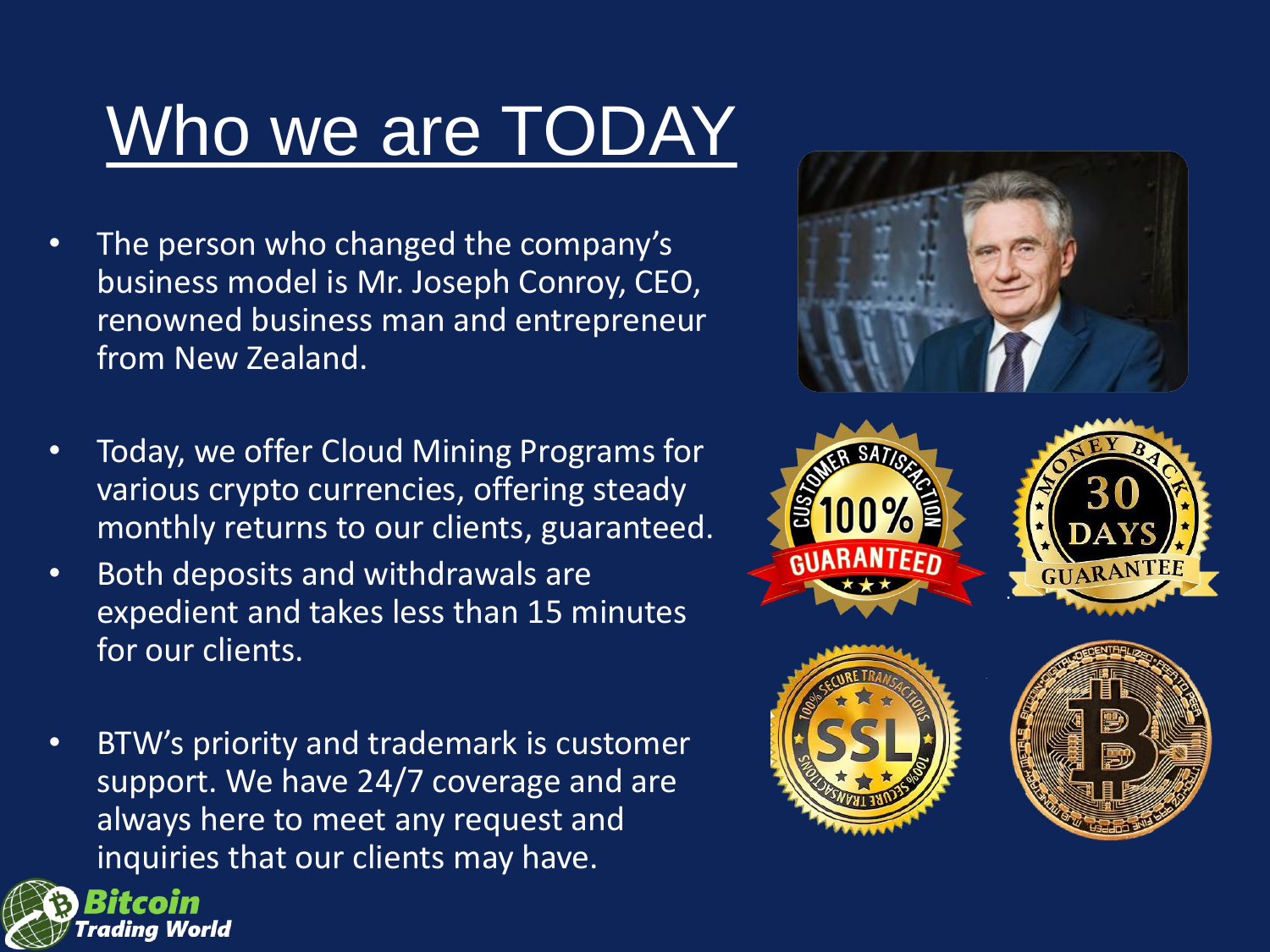# Who we are TODAY

- The person who changed the company's business model is Mr. Joseph Conroy, CEO, renowned business man and entrepreneur from New Zealand.

- Today, we offer Cloud Mining Programs for various crypto currencies, offering steady monthly returns to our clients, guaranteed.
- Both deposits and withdrawals are expedient and takes less than 15 minutes for our clients.

- BTW's priority and trademark is customer support. We have 24/7 coverage and are always here to meet any request and inquiries that our clients may have.

**Bitcoin Trading World**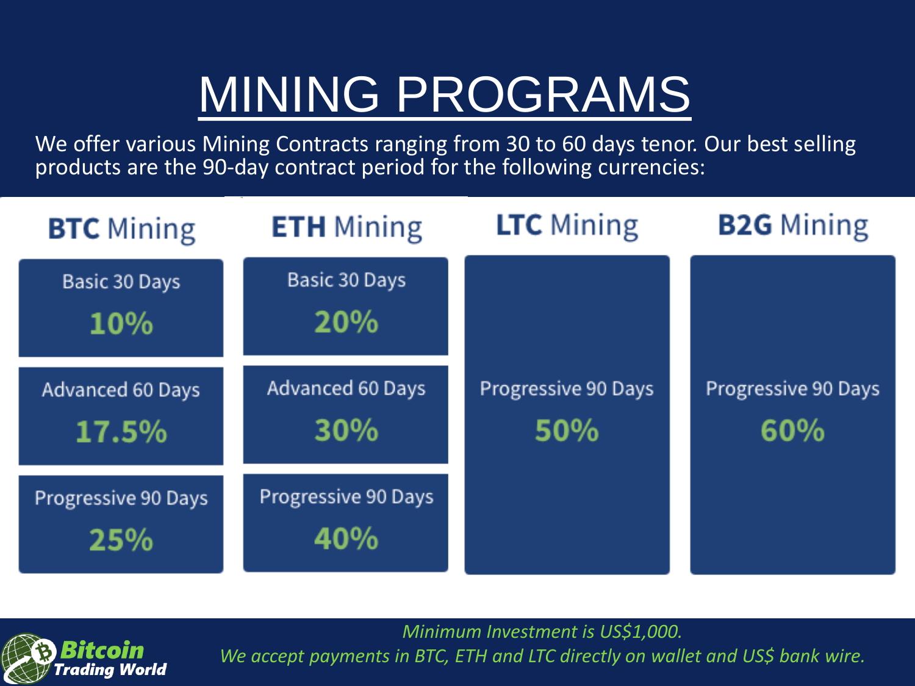# MINING PROGRAMS

We offer various Mining Contracts ranging from 30 to 60 days tenor. Our best selling products are the 90-day contract period for the following currencies:

| **BTC** Mining | **ETH** Mining | **LTC** Mining | **B2G** Mining |
|---|---|---|---|
| Basic 30 Days **10%** | Basic 30 Days **20%** | | |
| Advanced 60 Days **17.5%** | Advanced 60 Days **30%** | Progressive 90 Days **50%** | Progressive 90 Days **60%** |
| Progressive 90 Days **25%** | Progressive 90 Days **40%** | | |

*Minimum Investment is US$1,000.*

*We accept payments in BTC, ETH and LTC directly on wallet and US$ bank wire.*

Bitcoin Trading World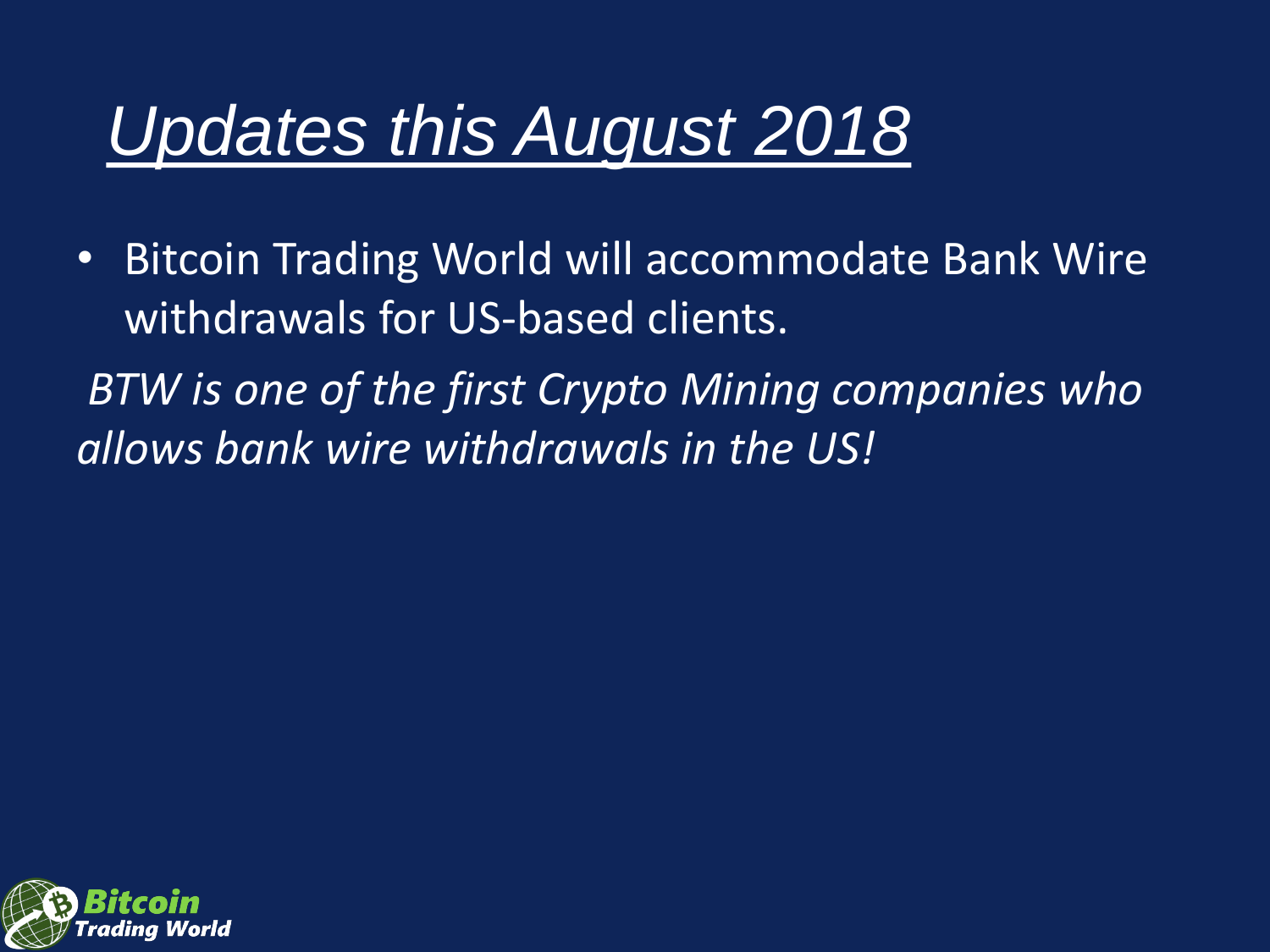# *Updates this August 2018*

- Bitcoin Trading World will accommodate Bank Wire withdrawals for US-based clients.

*BTW is one of the first Crypto Mining companies who allows bank wire withdrawals in the US!*

Bitcoin Trading World